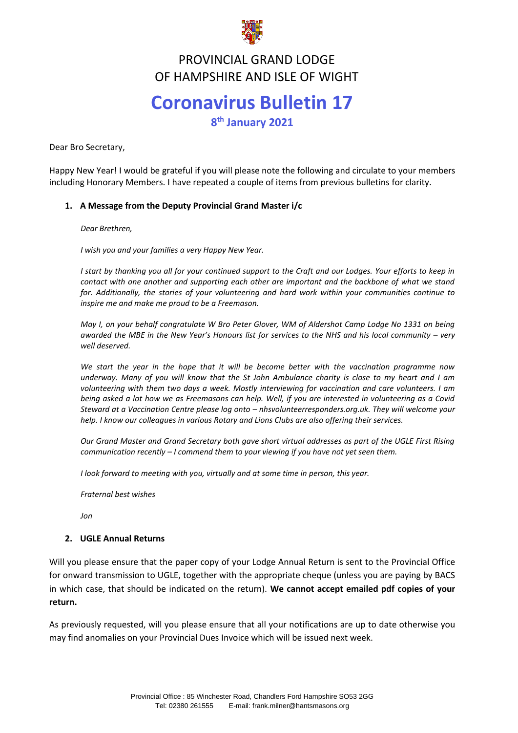# PROVINCIAL GRAND LODGE OF HAMPSHIRE AND ISLE OF WIGHT

# Coronavirus Bulletin 17

**8th January 2021**

Dear Bro Secretary,

Happy New Year! I would be grateful if you will please note the following and circulate to your members including Honorary Members. I have repeated a couple of items from previous bulletins for clarity.

## 1. A Message from the Deputy Provincial Grand Master i/c

*Dear Brethren,*

*I wish you and your families a very Happy New Year.*

*I start by thanking you all for your continued support to the Craft and our Lodges. Your efforts to keep in contact with one another and supporting each other are important and the backbone of what we stand for. Additionally, the stories of your volunteering and hard work within your communities continue to inspire me and make me proud to be a Freemason.*

*May I, on your behalf congratulate W Bro Peter Glover, WM of Aldershot Camp Lodge No 1331 on being awarded the MBE in the New Year's Honours list for services to the NHS and his local community – very well deserved.*

*We start the year in the hope that it will be become better with the vaccination programme now underway. Many of you will know that the St John Ambulance charity is close to my heart and I am volunteering with them two days a week. Mostly interviewing for vaccination and care volunteers. I am being asked a lot how we as Freemasons can help. Well, if you are interested in volunteering as a Covid Steward at a Vaccination Centre please log onto – nhsvolunteerresponders.org.uk. They will welcome your help. I know our colleagues in various Rotary and Lions Clubs are also offering their services.*

*Our Grand Master and Grand Secretary both gave short virtual addresses as part of the UGLE First Rising communication recently – I commend them to your viewing if you have not yet seen them.*

*I look forward to meeting with you, virtually and at some time in person, this year.*

*Fraternal best wishes*

*Jon*

## 2. UGLE Annual Returns

Will you please ensure that the paper copy of your Lodge Annual Return is sent to the Provincial Office for onward transmission to UGLE, together with the appropriate cheque (unless you are paying by BACS in which case, that should be indicated on the return). **We cannot accept emailed pdf copies of your return.**

As previously requested, will you please ensure that all your notifications are up to date otherwise you may find anomalies on your Provincial Dues Invoice which will be issued next week.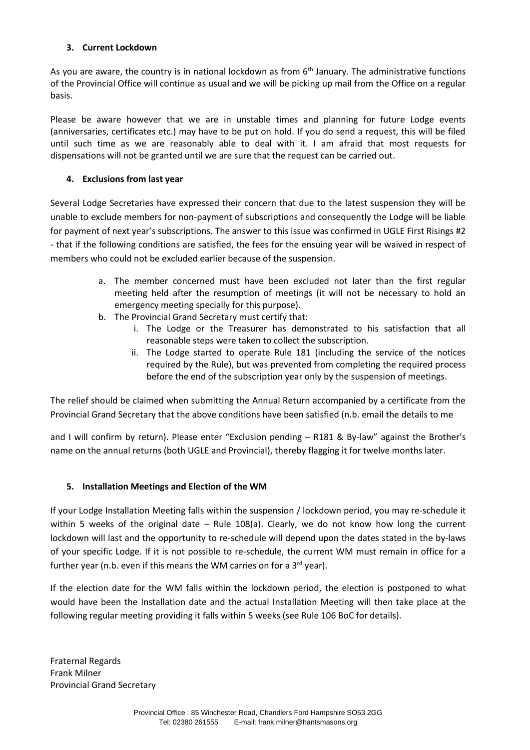### 3. Current Lockdown

As you are aware, the country is in national lockdown as from 6th January. The administrative functions of the Provincial Office will continue as usual and we will be picking up mail from the Office on a regular basis.

Please be aware however that we are in unstable times and planning for future Lodge events (anniversaries, certificates etc.) may have to be put on hold. If you do send a request, this will be filed until such time as we are reasonably able to deal with it. I am afraid that most requests for dispensations will not be granted until we are sure that the request can be carried out.

### 4. Exclusions from last year

Several Lodge Secretaries have expressed their concern that due to the latest suspension they will be unable to exclude members for non-payment of subscriptions and consequently the Lodge will be liable for payment of next year's subscriptions. The answer to this issue was confirmed in UGLE First Risings #2 - that if the following conditions are satisfied, the fees for the ensuing year will be waived in respect of members who could not be excluded earlier because of the suspension.

a. The member concerned must have been excluded not later than the first regular meeting held after the resumption of meetings (it will not be necessary to hold an emergency meeting specially for this purpose).
b. The Provincial Grand Secretary must certify that:
    i. The Lodge or the Treasurer has demonstrated to his satisfaction that all reasonable steps were taken to collect the subscription.
    ii. The Lodge started to operate Rule 181 (including the service of the notices required by the Rule), but was prevented from completing the required process before the end of the subscription year only by the suspension of meetings.

The relief should be claimed when submitting the Annual Return accompanied by a certificate from the Provincial Grand Secretary that the above conditions have been satisfied (n.b. email the details to me

and I will confirm by return). Please enter "Exclusion pending – R181 & By-law" against the Brother's name on the annual returns (both UGLE and Provincial), thereby flagging it for twelve months later.

### 5. Installation Meetings and Election of the WM

If your Lodge Installation Meeting falls within the suspension / lockdown period, you may re-schedule it within 5 weeks of the original date – Rule 108(a). Clearly, we do not know how long the current lockdown will last and the opportunity to re-schedule will depend upon the dates stated in the by-laws of your specific Lodge. If it is not possible to re-schedule, the current WM must remain in office for a further year (n.b. even if this means the WM carries on for a 3rd year).

If the election date for the WM falls within the lockdown period, the election is postponed to what would have been the Installation date and the actual Installation Meeting will then take place at the following regular meeting providing it falls within 5 weeks (see Rule 106 BoC for details).

Fraternal Regards
Frank Milner
Provincial Grand Secretary

Provincial Office : 85 Winchester Road, Chandlers Ford Hampshire SO53 2GG
Tel: 02380 261555 E-mail: frank.milner@hantsmasons.org